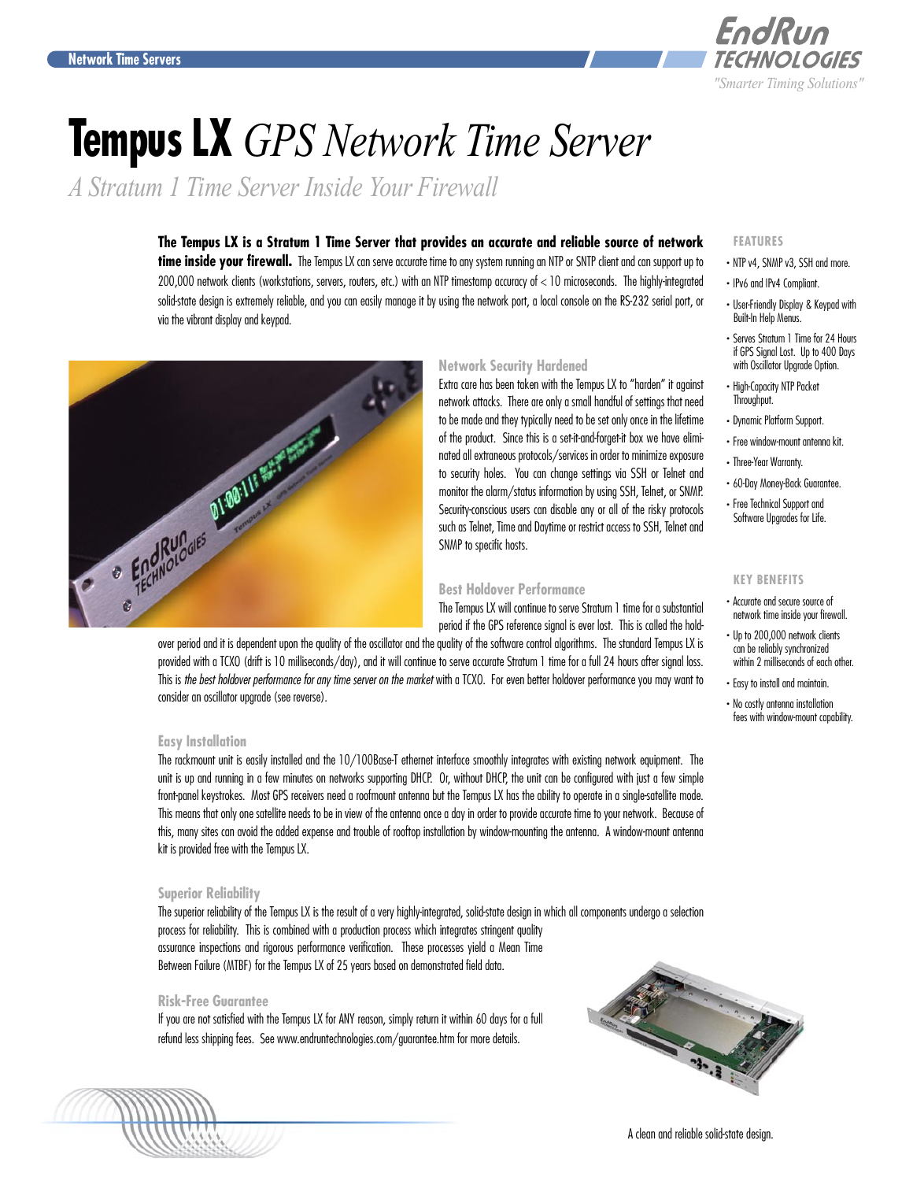# Tempus LX *GPS Network Time Server*

*A Stratum 1 Time Server Inside Your Firewall*

**The Tempus LX is a Stratum 1 Time Server that provides an accurate and reliable source of network time inside your firewall.** The Tempus LX can serve accurate time to any system running an NTP or SNTP client and can support up to 200,000 network clients (workstations, servers, routers, etc.) with an NTP timestamp accuracy of < 10 microseconds. The highly-integrated solid-state design is extremely reliable, and you can easily manage it by using the network port, a local console on the RS-232 serial port, or via the vibrant display and keypad.

### Network Security Hardened

Extra care has been taken with the Tempus LX to "harden" it against network attacks. There are only a small handful of settings that need to be made and they typically need to be set only once in the lifetime of the product. Since this is a set-it-and-forget-it box we have eliminated all extraneous protocols/services in order to minimize exposure to security holes. You can change settings via SSH or Telnet and monitor the alarm/status information by using SSH, Telnet, or SNMP. Security-conscious users can disable any or all of the risky protocols such as Telnet, Time and Daytime or restrict access to SSH, Telnet and SNMP to specific hosts.

### Best Holdover Performance

The Tempus LX will continue to serve Stratum 1 time for a substantial period if the GPS reference signal is ever lost. This is called the holdover period and it is dependent upon the quality of the oscillator and the quality of the software control algorithms. The standard Tempus LX is provided with a TCXO (drift is 10 milliseconds/day), and it will continue to serve accurate Stratum 1 time for a full 24 hours after signal loss. This is *the best holdover performance for any time server on the market* with a TCXO. For even better holdover performance you may want to consider an oscillator upgrade (see reverse).

### Easy Installation

The rackmount unit is easily installed and the 10/100Base-T ethernet interface smoothly integrates with existing network equipment. The unit is up and running in a few minutes on networks supporting DHCP. Or, without DHCP, the unit can be configured with just a few simple front-panel keystrokes. Most GPS receivers need a roofmount antenna but the Tempus LX has the ability to operate in a single-satellite mode. This means that only one satellite needs to be in view of the antenna once a day in order to provide accurate time to your network. Because of this, many sites can avoid the added expense and trouble of rooftop installation by window-mounting the antenna. A window-mount antenna kit is provided free with the Tempus LX.

### Superior Reliability

The superior reliability of the Tempus LX is the result of a very highly-integrated, solid-state design in which all components undergo a selection process for reliability. This is combined with a production process which integrates stringent quality assurance inspections and rigorous performance verification. These processes yield a Mean Time Between Failure (MTBF) for the Tempus LX of 25 years based on demonstrated field data.

### Risk-Free Guarantee

If you are not satisfied with the Tempus LX for ANY reason, simply return it within 60 days for a full refund less shipping fees. See www.endruntechnologies.com/guarantee.htm for more details.

A clean and reliable solid-state design.

### FEATURES

- NTP v4, SNMP v3, SSH and more.
- IPv6 and IPv4 Compliant.
- User-Friendly Display & Keypad with Built-In Help Menus.
- Serves Stratum 1 Time for 24 Hours if GPS Signal Lost. Up to 400 Days with Oscillator Upgrade Option.
- High-Capacity NTP Packet Throughput.
- Dynamic Platform Support.
- Free window-mount antenna kit.
- Three-Year Warranty.
- 60-Day Money-Back Guarantee.
- Free Technical Support and Software Upgrades for Life.

### KEY BENEFITS

- Accurate and secure source of network time inside your firewall.
- Up to 200,000 network clients can be reliably synchronized within 2 milliseconds of each other.
- Easy to install and maintain.
- No costly antenna installation fees with window-mount capability.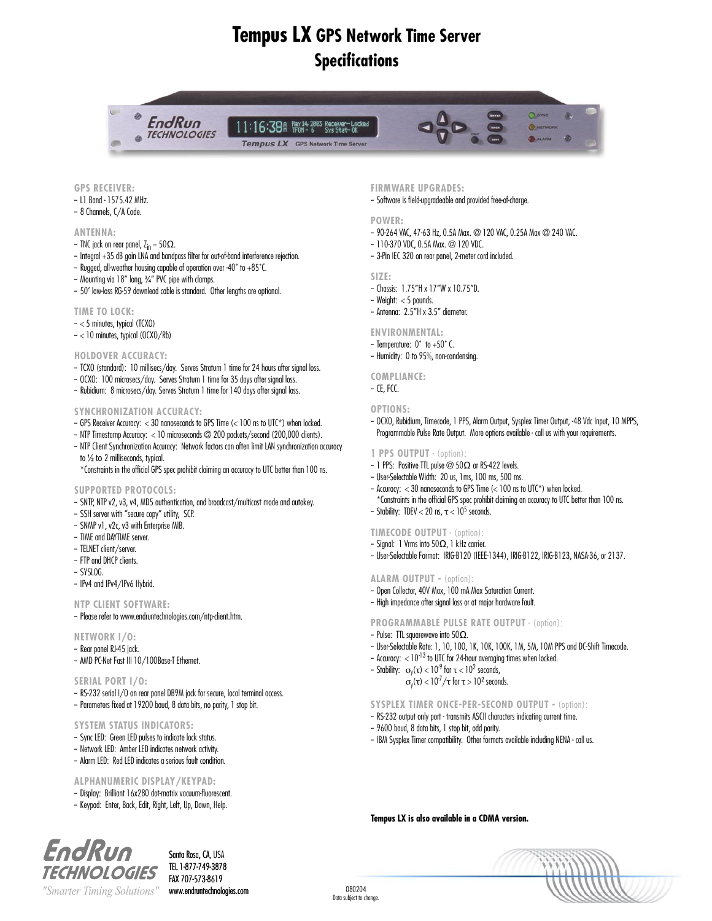# Tempus LX GPS Network Time Server
## Specifications

### GPS RECEIVER:
- L1 Band - 1575.42 MHz.
- 8 Channels, C/A Code.

### ANTENNA:
- TNC jack on rear panel, $Z_{in} = 50\Omega$.
- Integral +35 dB gain LNA and bandpass filter for out-of-band interference rejection.
- Rugged, all-weather housing capable of operation over -40° to +85°C.
- Mounting via 18" long, ¾" PVC pipe with clamps.
- 50' low-loss RG-59 downlead cable is standard. Other lengths are optional.

### TIME TO LOCK:
- < 5 minutes, typical (TCXO)
- < 10 minutes, typical (OCXO/Rb)

### HOLDOVER ACCURACY:
- TCXO (standard): 10 millisecs/day. Serves Stratum 1 time for 24 hours after signal loss.
- OCXO: 100 microsecs/day. Serves Stratum 1 time for 35 days after signal loss.
- Rubidium: 8 microsecs/day. Serves Stratum 1 time for 140 days after signal loss.

### SYNCHRONIZATION ACCURACY:
- GPS Receiver Accuracy: < 30 nanoseconds to GPS Time (< 100 ns to UTC*) when locked.
- NTP Timestamp Accuracy: < 10 microseconds @ 200 packets/second (200,000 clients).
- NTP Client Synchronization Accuracy: Network factors can often limit LAN synchronization accuracy to ½ to 2 milliseconds, typical.

  *Constraints in the official GPS spec prohibit claiming an accuracy to UTC better than 100 ns.

### SUPPORTED PROTOCOLS:
- SNTP, NTP v2, v3, v4, MD5 authentication, and broadcast/multicast mode and autokey.
- SSH server with "secure copy" utility, SCP.
- SNMP v1, v2c, v3 with Enterprise MIB.
- TIME and DAYTIME server.
- TELNET client/server.
- FTP and DHCP clients.
- SYSLOG.
- IPv4 and IPv4/IPv6 Hybrid.

### NTP CLIENT SOFTWARE:
- Please refer to www.endruntechnologies.com/ntp-client.htm.

### NETWORK I/O:
- Rear panel RJ-45 jack.
- AMD PC-Net Fast III 10/100Base-T Ethernet.

### SERIAL PORT I/O:
- RS-232 serial I/O on rear panel DB9M jack for secure, local terminal access.
- Parameters fixed at 19200 baud, 8 data bits, no parity, 1 stop bit.

### SYSTEM STATUS INDICATORS:
- Sync LED: Green LED pulses to indicate lock status.
- Network LED: Amber LED indicates network activity.
- Alarm LED: Red LED indicates a serious fault condition.

### ALPHANUMERIC DISPLAY/KEYPAD:
- Display: Brilliant 16x280 dot-matrix vacuum-fluorescent.
- Keypad: Enter, Back, Edit, Right, Left, Up, Down, Help.

### FIRMWARE UPGRADES:
- Software is field-upgradeable and provided free-of-charge.

### POWER:
- 90-264 VAC, 47-63 Hz, 0.5A Max. @ 120 VAC, 0.25A Max @ 240 VAC.
- 110-370 VDC, 0.5A Max. @ 120 VDC.
- 3-Pin IEC 320 on rear panel, 2-meter cord included.

### SIZE:
- Chassis: 1.75"H x 17"W x 10.75"D.
- Weight: < 5 pounds.
- Antenna: 2.5"H x 3.5" diameter.

### ENVIRONMENTAL:
- Temperature: 0° to +50° C.
- Humidity: 0 to 95%, non-condensing.

### COMPLIANCE:
- CE, FCC.

### OPTIONS:
- OCXO, Rubidium, Timecode, 1 PPS, Alarm Output, Sysplex Timer Output, -48 Vdc Input, 10 MPPS, Programmable Pulse Rate Output. More options available - call us with your requirements.

### 1 PPS OUTPUT - (option):
- 1 PPS: Positive TTL pulse @ $50\Omega$ or RS-422 levels.
- User-Selectable Width: 20 us, 1ms, 100 ms, 500 ms.
- Accuracy: < 30 nanoseconds to GPS Time (< 100 ns to UTC*) when locked.

  *Constraints in the official GPS spec prohibit claiming an accuracy to UTC better than 100 ns.
- Stability: TDEV < 20 ns, $\tau < 10^5$ seconds.

### TIMECODE OUTPUT - (option):
- Signal: 1 Vrms into $50\Omega$, 1 kHz carrier.
- User-Selectable Format: IRIG-B120 (IEEE-1344), IRIG-B122, IRIG-B123, NASA-36, or 2137.

### ALARM OUTPUT - (option):
- Open Collector, 40V Max, 100 mA Max Saturation Current.
- High impedance after signal loss or at major hardware fault.

### PROGRAMMABLE PULSE RATE OUTPUT - (option):
- Pulse: TTL squarewave into $50\Omega$.
- User-Selectable Rate: 1, 10, 100, 1K, 10K, 100K, 1M, 5M, 10M PPS and DC-Shift Timecode.
- Accuracy: $< 10^{-13}$ to UTC for 24-hour averaging times when locked.
- Stability: $\sigma_y(\tau) < 10^{-9}$ for $\tau < 10^2$ seconds,

  $\sigma_y(\tau) < 10^{-7}/\tau$ for $\tau > 10^2$ seconds.

### SYSPLEX TIMER ONCE-PER-SECOND OUTPUT - (option):
- RS-232 output only port - transmits ASCII characters indicating current time.
- 9600 baud, 8 data bits, 1 stop bit, odd parity.
- IBM Sysplex Timer compatibility. Other formats available including NENA - call us.

**Tempus LX is also available in a CDMA version.**

EndRun TECHNOLOGIES
"Smarter Timing Solutions"

Santa Rosa, CA, USA
TEL 1-877-749-3878
FAX 707-573-8619
www.endruntechnologies.com

080204
Data subject to change.